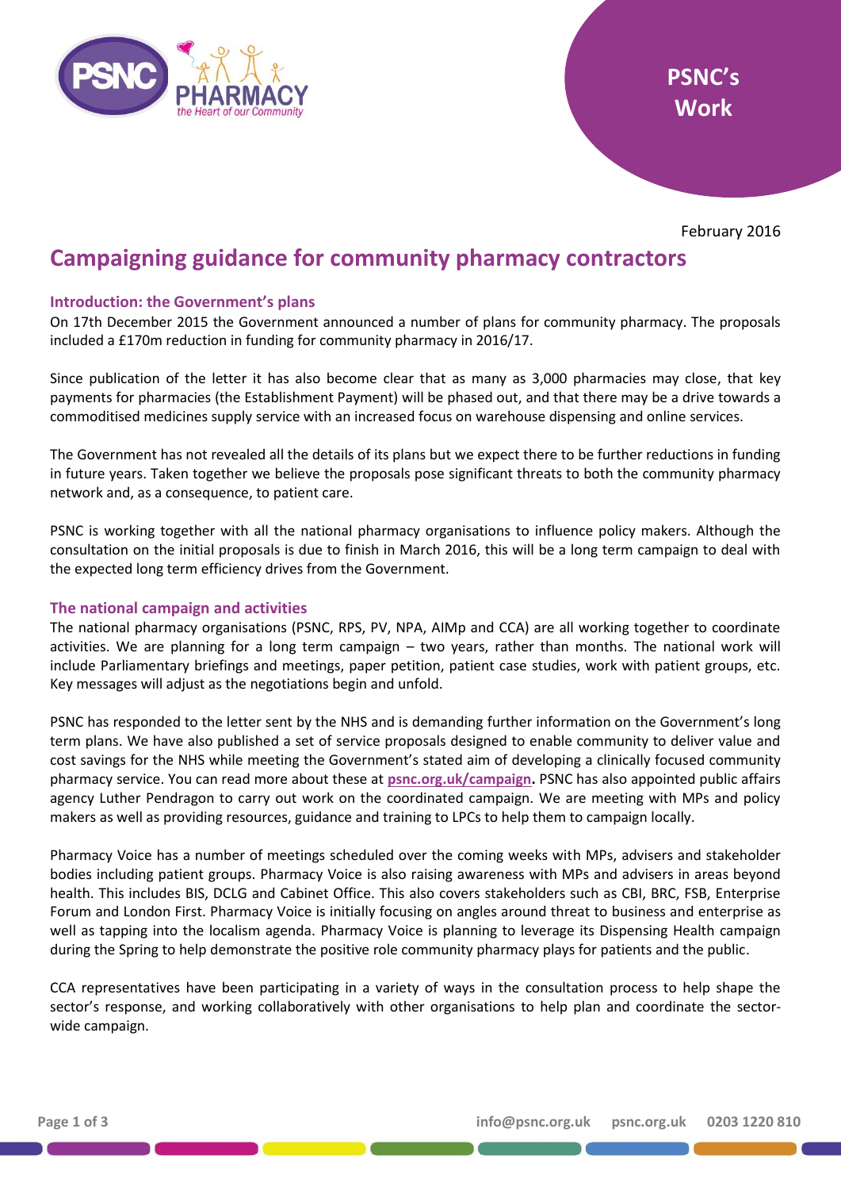PSNC's Work

February 2016

# Campaigning guidance for community pharmacy contractors

## Introduction: the Government's plans

On 17th December 2015 the Government announced a number of plans for community pharmacy. The proposals included a £170m reduction in funding for community pharmacy in 2016/17.

Since publication of the letter it has also become clear that as many as 3,000 pharmacies may close, that key payments for pharmacies (the Establishment Payment) will be phased out, and that there may be a drive towards a commoditised medicines supply service with an increased focus on warehouse dispensing and online services.

The Government has not revealed all the details of its plans but we expect there to be further reductions in funding in future years. Taken together we believe the proposals pose significant threats to both the community pharmacy network and, as a consequence, to patient care.

PSNC is working together with all the national pharmacy organisations to influence policy makers. Although the consultation on the initial proposals is due to finish in March 2016, this will be a long term campaign to deal with the expected long term efficiency drives from the Government.

## The national campaign and activities

The national pharmacy organisations (PSNC, RPS, PV, NPA, AIMp and CCA) are all working together to coordinate activities. We are planning for a long term campaign – two years, rather than months. The national work will include Parliamentary briefings and meetings, paper petition, patient case studies, work with patient groups, etc. Key messages will adjust as the negotiations begin and unfold.

PSNC has responded to the letter sent by the NHS and is demanding further information on the Government's long term plans. We have also published a set of service proposals designed to enable community to deliver value and cost savings for the NHS while meeting the Government's stated aim of developing a clinically focused community pharmacy service. You can read more about these at **psnc.org.uk/campaign.** PSNC has also appointed public affairs agency Luther Pendragon to carry out work on the coordinated campaign. We are meeting with MPs and policy makers as well as providing resources, guidance and training to LPCs to help them to campaign locally.

Pharmacy Voice has a number of meetings scheduled over the coming weeks with MPs, advisers and stakeholder bodies including patient groups. Pharmacy Voice is also raising awareness with MPs and advisers in areas beyond health. This includes BIS, DCLG and Cabinet Office. This also covers stakeholders such as CBI, BRC, FSB, Enterprise Forum and London First. Pharmacy Voice is initially focusing on angles around threat to business and enterprise as well as tapping into the localism agenda. Pharmacy Voice is planning to leverage its Dispensing Health campaign during the Spring to help demonstrate the positive role community pharmacy plays for patients and the public.

CCA representatives have been participating in a variety of ways in the consultation process to help shape the sector's response, and working collaboratively with other organisations to help plan and coordinate the sector-wide campaign.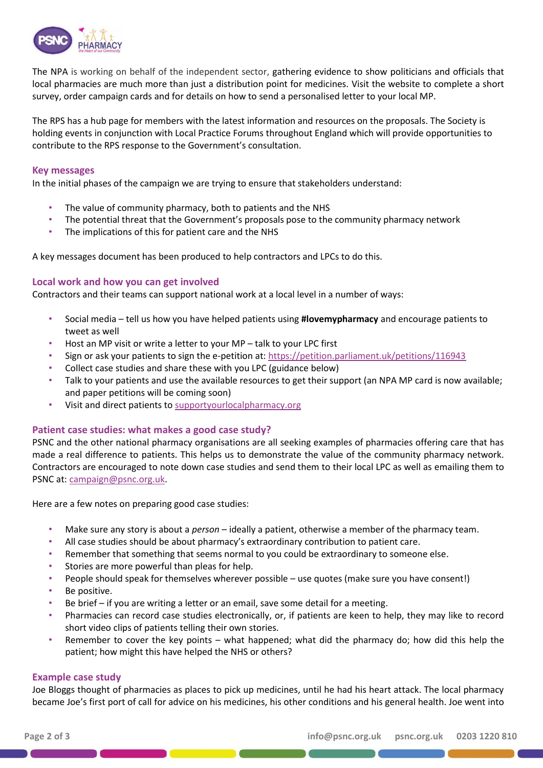The NPA is working on behalf of the independent sector, gathering evidence to show politicians and officials that local pharmacies are much more than just a distribution point for medicines. Visit the website to complete a short survey, order campaign cards and for details on how to send a personalised letter to your local MP.

The RPS has a hub page for members with the latest information and resources on the proposals. The Society is holding events in conjunction with Local Practice Forums throughout England which will provide opportunities to contribute to the RPS response to the Government's consultation.

### Key messages

In the initial phases of the campaign we are trying to ensure that stakeholders understand:

- The value of community pharmacy, both to patients and the NHS
- The potential threat that the Government's proposals pose to the community pharmacy network
- The implications of this for patient care and the NHS

A key messages document has been produced to help contractors and LPCs to do this.

### Local work and how you can get involved

Contractors and their teams can support national work at a local level in a number of ways:

- Social media – tell us how you have helped patients using **#lovemypharmacy** and encourage patients to tweet as well
- Host an MP visit or write a letter to your MP – talk to your LPC first
- Sign or ask your patients to sign the e-petition at: https://petition.parliament.uk/petitions/116943
- Collect case studies and share these with you LPC (guidance below)
- Talk to your patients and use the available resources to get their support (an NPA MP card is now available; and paper petitions will be coming soon)
- Visit and direct patients to supportyourlocalpharmacy.org

### Patient case studies: what makes a good case study?

PSNC and the other national pharmacy organisations are all seeking examples of pharmacies offering care that has made a real difference to patients. This helps us to demonstrate the value of the community pharmacy network. Contractors are encouraged to note down case studies and send them to their local LPC as well as emailing them to PSNC at: campaign@psnc.org.uk.

Here are a few notes on preparing good case studies:

- Make sure any story is about a *person* – ideally a patient, otherwise a member of the pharmacy team.
- All case studies should be about pharmacy's extraordinary contribution to patient care.
- Remember that something that seems normal to you could be extraordinary to someone else.
- Stories are more powerful than pleas for help.
- People should speak for themselves wherever possible – use quotes (make sure you have consent!)
- Be positive.
- Be brief – if you are writing a letter or an email, save some detail for a meeting.
- Pharmacies can record case studies electronically, or, if patients are keen to help, they may like to record short video clips of patients telling their own stories.
- Remember to cover the key points – what happened; what did the pharmacy do; how did this help the patient; how might this have helped the NHS or others?

### Example case study

Joe Bloggs thought of pharmacies as places to pick up medicines, until he had his heart attack. The local pharmacy became Joe's first port of call for advice on his medicines, his other conditions and his general health. Joe went into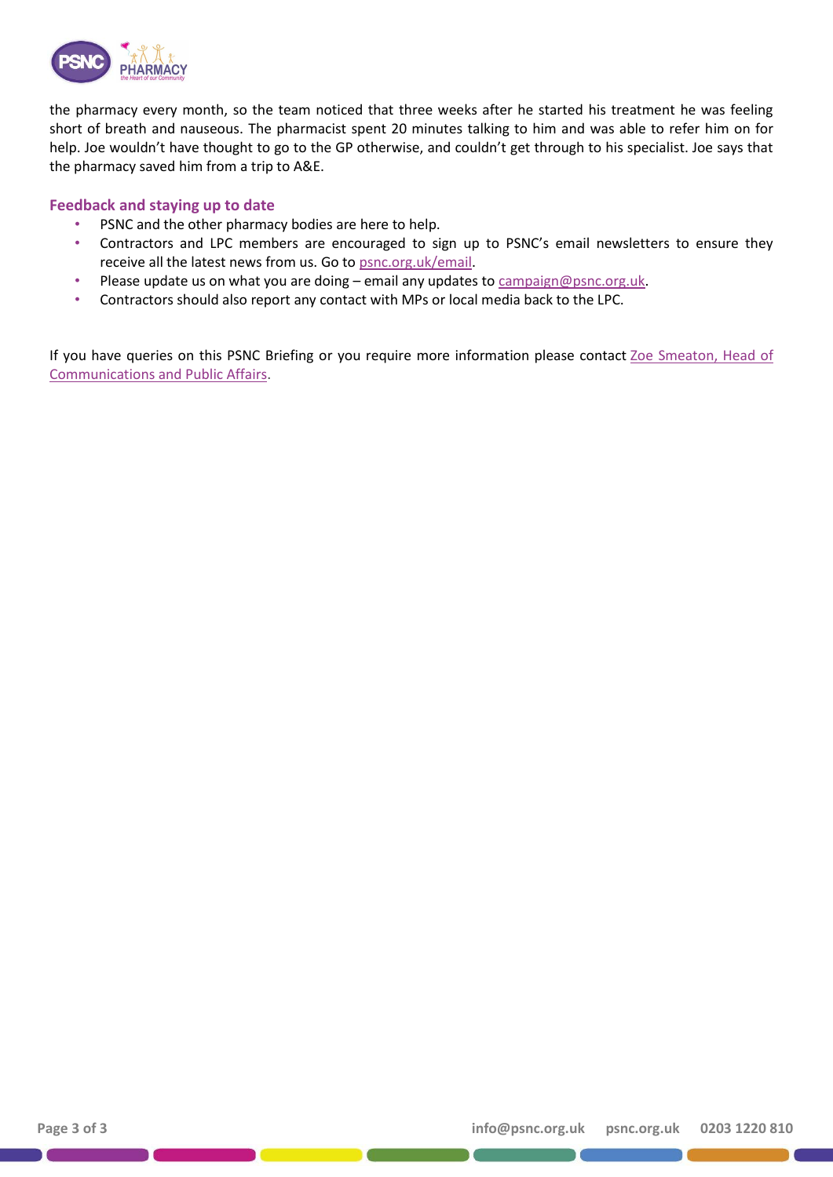the pharmacy every month, so the team noticed that three weeks after he started his treatment he was feeling short of breath and nauseous. The pharmacist spent 20 minutes talking to him and was able to refer him on for help. Joe wouldn't have thought to go to the GP otherwise, and couldn't get through to his specialist. Joe says that the pharmacy saved him from a trip to A&E.

## Feedback and staying up to date

- PSNC and the other pharmacy bodies are here to help.
- Contractors and LPC members are encouraged to sign up to PSNC's email newsletters to ensure they receive all the latest news from us. Go to psnc.org.uk/email.
- Please update us on what you are doing – email any updates to campaign@psnc.org.uk.
- Contractors should also report any contact with MPs or local media back to the LPC.

If you have queries on this PSNC Briefing or you require more information please contact Zoe Smeaton, Head of Communications and Public Affairs.